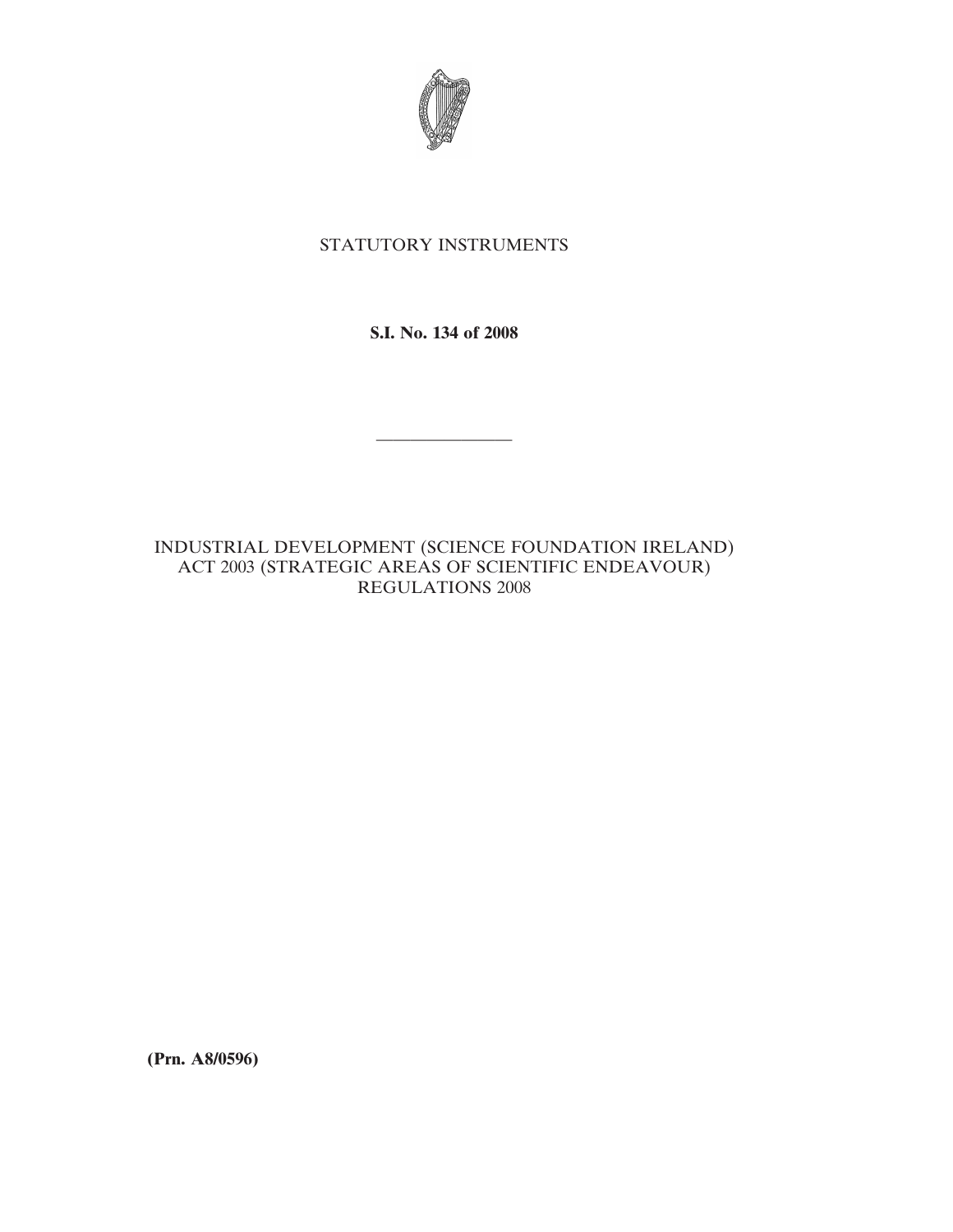STATUTORY INSTRUMENTS

**S.I. No. 134 of 2008**

---

INDUSTRIAL DEVELOPMENT (SCIENCE FOUNDATION IRELAND) ACT 2003 (STRATEGIC AREAS OF SCIENTIFIC ENDEAVOUR) REGULATIONS 2008

**(Prn. A8/0596)**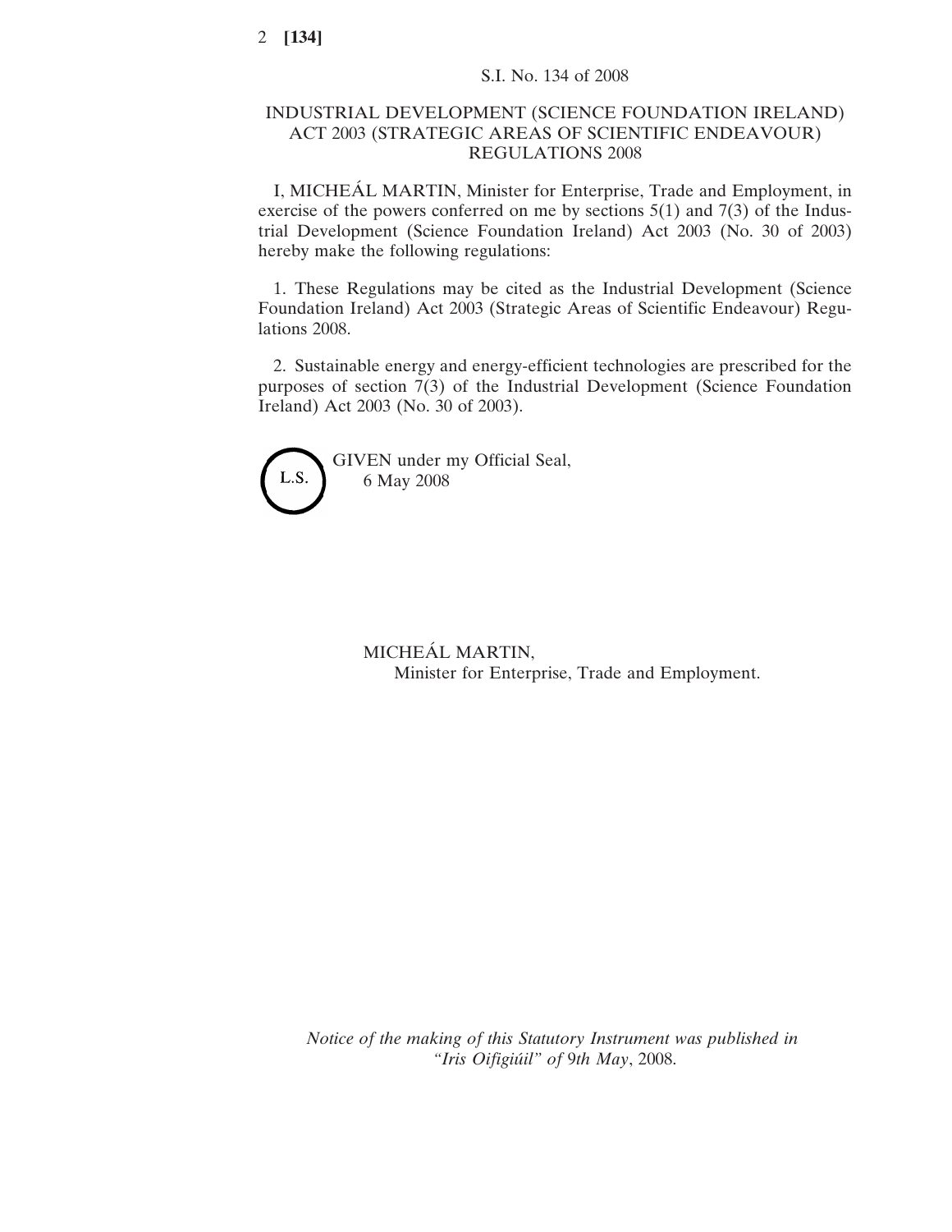S.I. No. 134 of 2008

# INDUSTRIAL DEVELOPMENT (SCIENCE FOUNDATION IRELAND) ACT 2003 (STRATEGIC AREAS OF SCIENTIFIC ENDEAVOUR) REGULATIONS 2008

I, MICHEÁL MARTIN, Minister for Enterprise, Trade and Employment, in exercise of the powers conferred on me by sections 5(1) and 7(3) of the Industrial Development (Science Foundation Ireland) Act 2003 (No. 30 of 2003) hereby make the following regulations:

1. These Regulations may be cited as the Industrial Development (Science Foundation Ireland) Act 2003 (Strategic Areas of Scientific Endeavour) Regulations 2008.

2. Sustainable energy and energy-efficient technologies are prescribed for the purposes of section 7(3) of the Industrial Development (Science Foundation Ireland) Act 2003 (No. 30 of 2003).

L.S.

GIVEN under my Official Seal,
6 May 2008

MICHEÁL MARTIN,
Minister for Enterprise, Trade and Employment.

*Notice of the making of this Statutory Instrument was published in "Iris Oifigiúil" of 9th May, 2008.*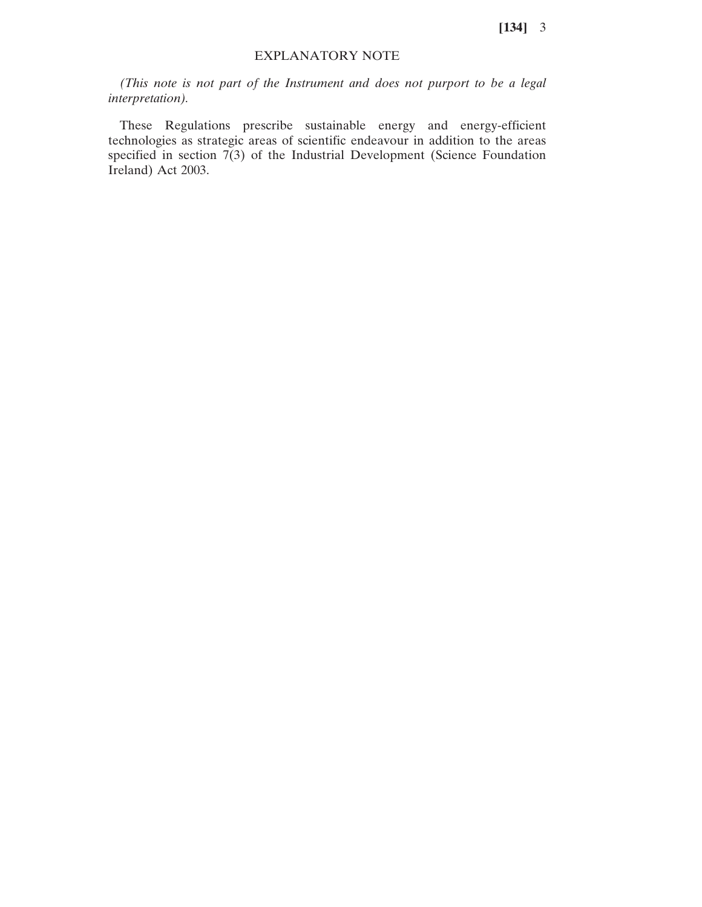# EXPLANATORY NOTE

*(This note is not part of the Instrument and does not purport to be a legal interpretation).*

These Regulations prescribe sustainable energy and energy-efficient technologies as strategic areas of scientific endeavour in addition to the areas specified in section 7(3) of the Industrial Development (Science Foundation Ireland) Act 2003.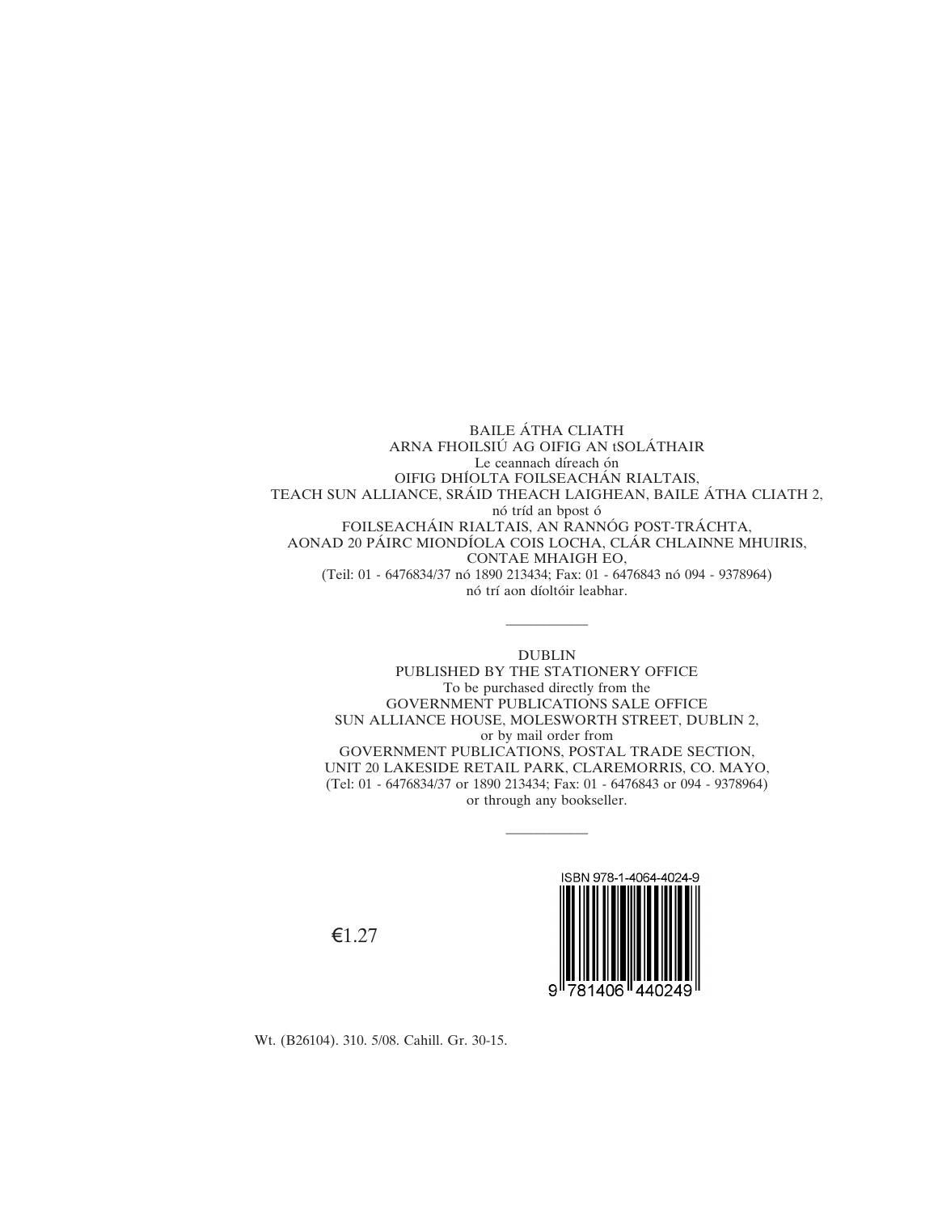BAILE ÁTHA CLIATH
ARNA FHOILSIÚ AG OIFIG AN tSOLÁTHAIR
Le ceannach díreach ón
OIFIG DHÍOLTA FOILSEACHÁN RIALTAIS,
TEACH SUN ALLIANCE, SRÁID THEACH LAIGHEAN, BAILE ÁTHA CLIATH 2,
nó tríd an bpost ó
FOILSEACHÁIN RIALTAIS, AN RANNÓG POST-TRÁCHTA,
AONAD 20 PÁIRC MIONDÍOLA COIS LOCHA, CLÁR CHLAINNE MHUIRIS,
CONTAE MHAIGH EO,
(Teil: 01 - 6476834/37 nó 1890 213434; Fax: 01 - 6476843 nó 094 - 9378964)
nó trí aon díoltóir leabhar.

---

DUBLIN
PUBLISHED BY THE STATIONERY OFFICE
To be purchased directly from the
GOVERNMENT PUBLICATIONS SALE OFFICE
SUN ALLIANCE HOUSE, MOLESWORTH STREET, DUBLIN 2,
or by mail order from
GOVERNMENT PUBLICATIONS, POSTAL TRADE SECTION,
UNIT 20 LAKESIDE RETAIL PARK, CLAREMORRIS, CO. MAYO,
(Tel: 01 - 6476834/37 or 1890 213434; Fax: 01 - 6476843 or 094 - 9378964)
or through any bookseller.

---

€1.27

ISBN 978-1-4064-4024-9

9 781406 440249

Wt. (B26104). 310. 5/08. Cahill. Gr. 30-15.